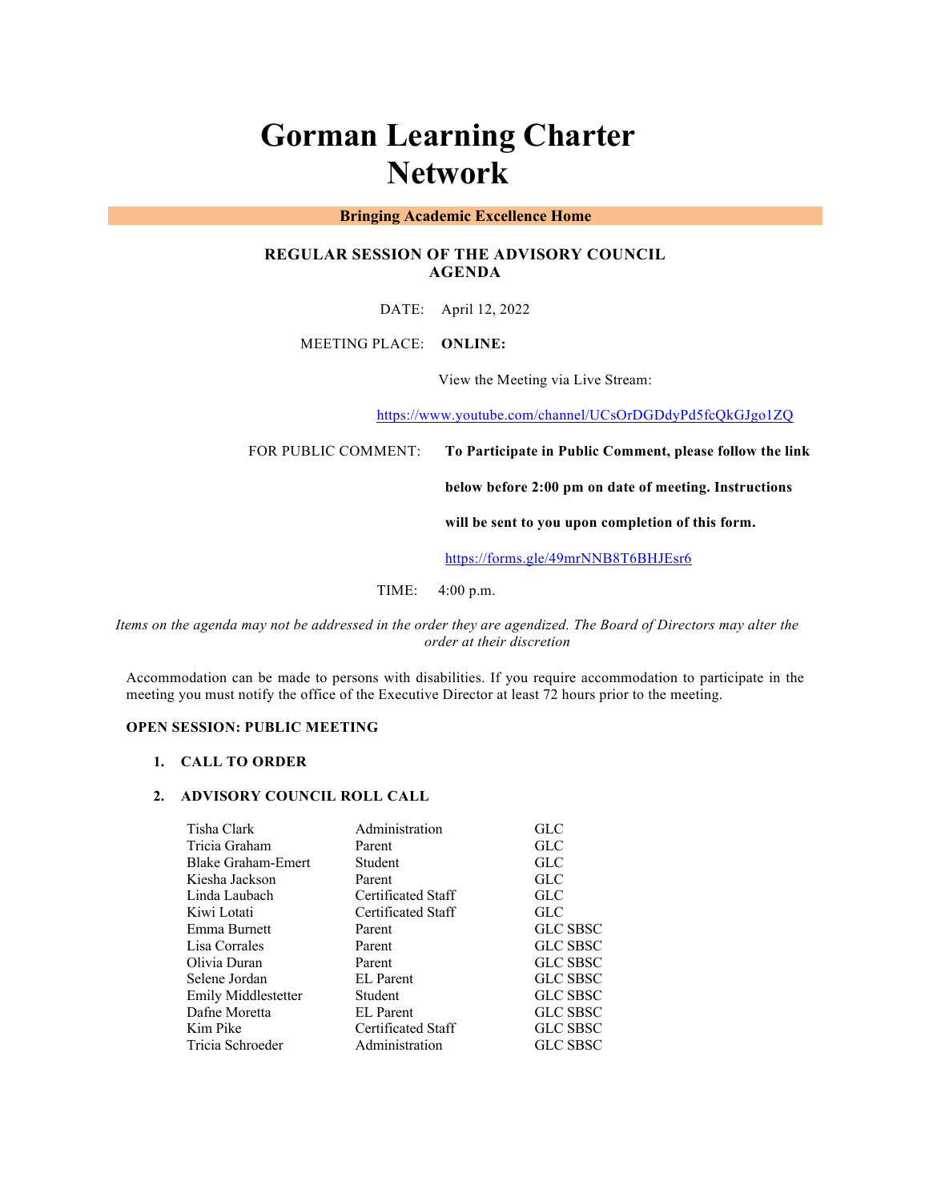# Gorman Learning Charter Network

**Bringing Academic Excellence Home**

**REGULAR SESSION OF THE ADVISORY COUNCIL AGENDA**

DATE: April 12, 2022

MEETING PLACE: **ONLINE:**

View the Meeting via Live Stream:

https://www.youtube.com/channel/UCsOrDGDdyPd5fcQkGJgo1ZQ

FOR PUBLIC COMMENT: **To Participate in Public Comment, please follow the link below before 2:00 pm on date of meeting. Instructions will be sent to you upon completion of this form.**

https://forms.gle/49mrNNB8T6BHJEsr6

TIME: 4:00 p.m.

*Items on the agenda may not be addressed in the order they are agendized. The Board of Directors may alter the order at their discretion*

Accommodation can be made to persons with disabilities. If you require accommodation to participate in the meeting you must notify the office of the Executive Director at least 72 hours prior to the meeting.

**OPEN SESSION: PUBLIC MEETING**

1. **CALL TO ORDER**

2. **ADVISORY COUNCIL ROLL CALL**

| | | |
|---|---|---|
| Tisha Clark | Administration | GLC |
| Tricia Graham | Parent | GLC |
| Blake Graham-Emert | Student | GLC |
| Kiesha Jackson | Parent | GLC |
| Linda Laubach | Certificated Staff | GLC |
| Kiwi Lotati | Certificated Staff | GLC |
| Emma Burnett | Parent | GLC SBSC |
| Lisa Corrales | Parent | GLC SBSC |
| Olivia Duran | Parent | GLC SBSC |
| Selene Jordan | EL Parent | GLC SBSC |
| Emily Middlestetter | Student | GLC SBSC |
| Dafne Moretta | EL Parent | GLC SBSC |
| Kim Pike | Certificated Staff | GLC SBSC |
| Tricia Schroeder | Administration | GLC SBSC |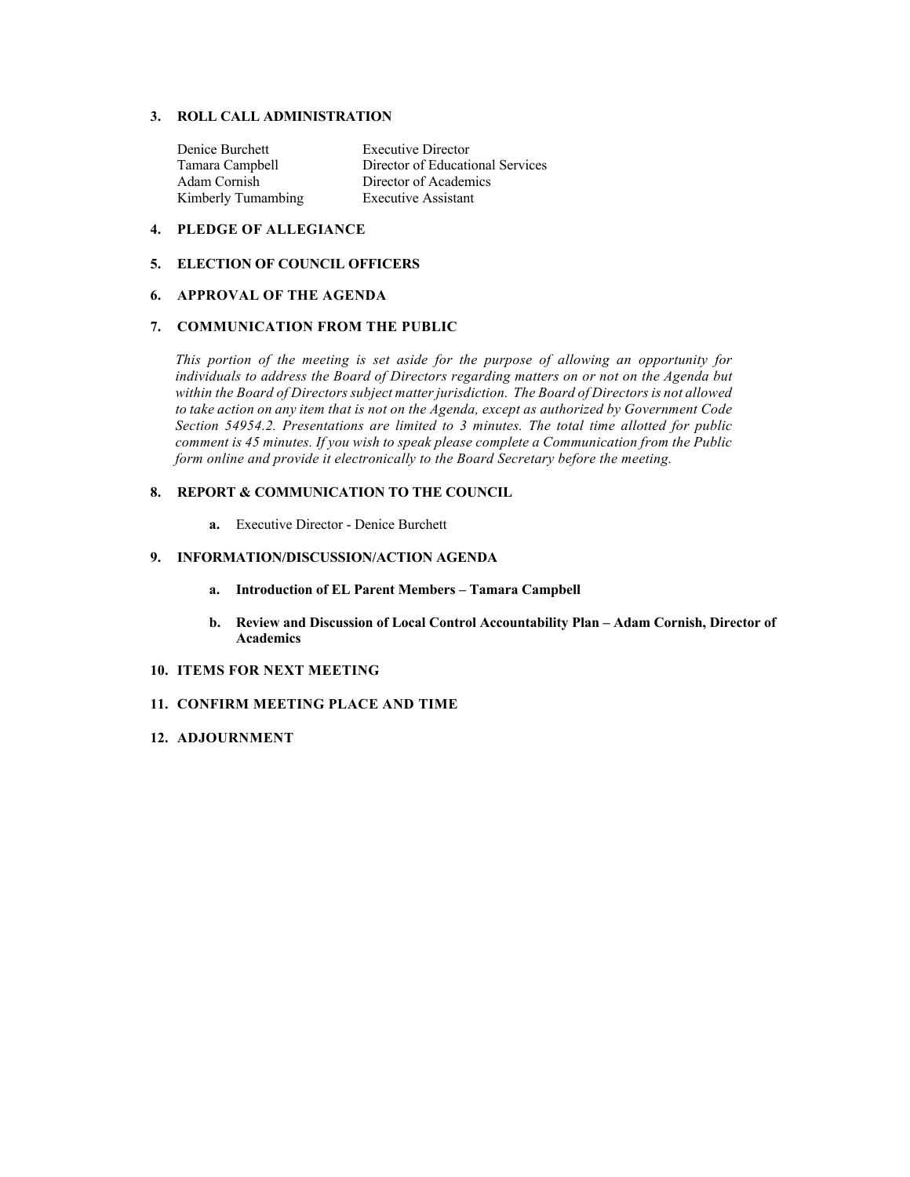**3. ROLL CALL ADMINISTRATION**

| | |
|---|---|
| Denice Burchett | Executive Director |
| Tamara Campbell | Director of Educational Services |
| Adam Cornish | Director of Academics |
| Kimberly Tumambing | Executive Assistant |

**4. PLEDGE OF ALLEGIANCE**

**5. ELECTION OF COUNCIL OFFICERS**

**6. APPROVAL OF THE AGENDA**

**7. COMMUNICATION FROM THE PUBLIC**

*This portion of the meeting is set aside for the purpose of allowing an opportunity for individuals to address the Board of Directors regarding matters on or not on the Agenda but within the Board of Directors subject matter jurisdiction. The Board of Directors is not allowed to take action on any item that is not on the Agenda, except as authorized by Government Code Section 54954.2. Presentations are limited to 3 minutes. The total time allotted for public comment is 45 minutes. If you wish to speak please complete a Communication from the Public form online and provide it electronically to the Board Secretary before the meeting.*

**8. REPORT & COMMUNICATION TO THE COUNCIL**

- **a.** Executive Director - Denice Burchett

**9. INFORMATION/DISCUSSION/ACTION AGENDA**

- **a. Introduction of EL Parent Members – Tamara Campbell**
- **b. Review and Discussion of Local Control Accountability Plan – Adam Cornish, Director of Academics**

**10. ITEMS FOR NEXT MEETING**

**11. CONFIRM MEETING PLACE AND TIME**

**12. ADJOURNMENT**